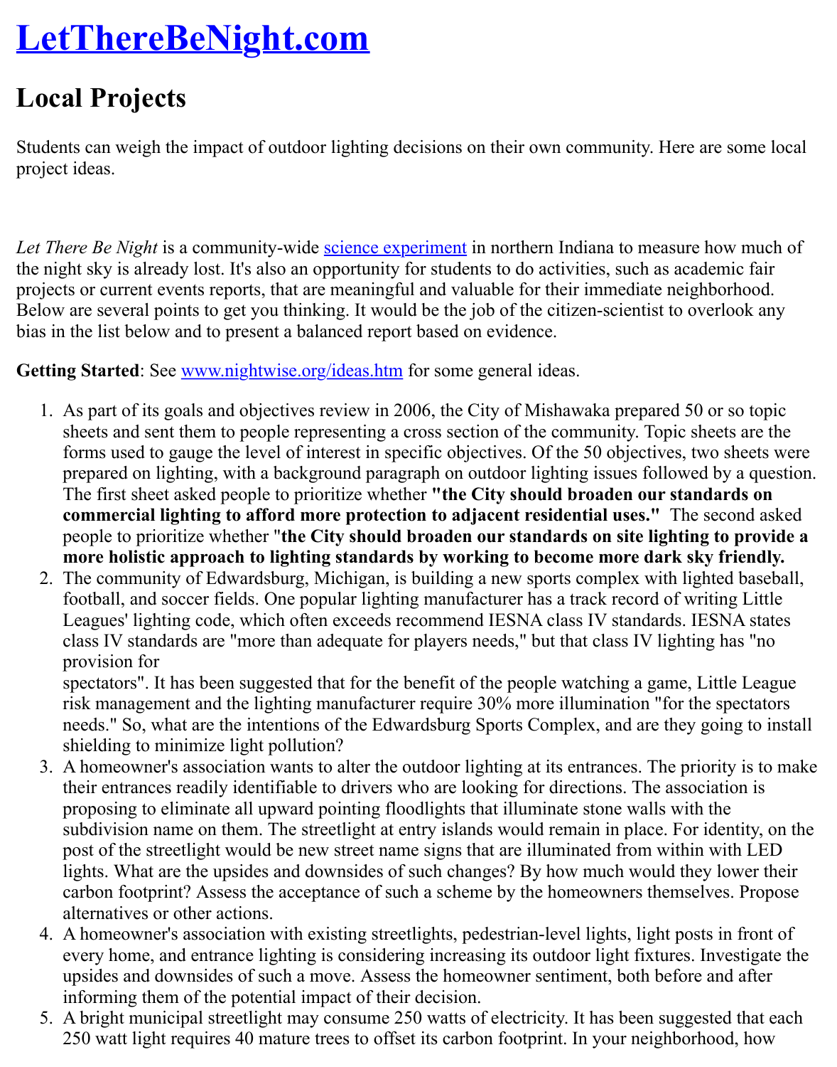# [LetThereBeNight.com](#)

## Local Projects

Students can weigh the impact of outdoor lighting decisions on their own community. Here are some local project ideas.

*Let There Be Night* is a community-wide [science experiment](#) in northern Indiana to measure how much of the night sky is already lost. It's also an opportunity for students to do activities, such as academic fair projects or current events reports, that are meaningful and valuable for their immediate neighborhood. Below are several points to get you thinking. It would be the job of the citizen-scientist to overlook any bias in the list below and to present a balanced report based on evidence.

**Getting Started**: See [www.nightwise.org/ideas.htm](#) for some general ideas.

1. As part of its goals and objectives review in 2006, the City of Mishawaka prepared 50 or so topic sheets and sent them to people representing a cross section of the community. Topic sheets are the forms used to gauge the level of interest in specific objectives. Of the 50 objectives, two sheets were prepared on lighting, with a background paragraph on outdoor lighting issues followed by a question. The first sheet asked people to prioritize whether **"the City should broaden our standards on commercial lighting to afford more protection to adjacent residential uses."** The second asked people to prioritize whether "**the City should broaden our standards on site lighting to provide a more holistic approach to lighting standards by working to become more dark sky friendly.**
2. The community of Edwardsburg, Michigan, is building a new sports complex with lighted baseball, football, and soccer fields. One popular lighting manufacturer has a track record of writing Little Leagues' lighting code, which often exceeds recommend IESNA class IV standards. IESNA states class IV standards are "more than adequate for players needs," but that class IV lighting has "no provision for spectators". It has been suggested that for the benefit of the people watching a game, Little League risk management and the lighting manufacturer require 30% more illumination "for the spectators needs." So, what are the intentions of the Edwardsburg Sports Complex, and are they going to install shielding to minimize light pollution?
3. A homeowner's association wants to alter the outdoor lighting at its entrances. The priority is to make their entrances readily identifiable to drivers who are looking for directions. The association is proposing to eliminate all upward pointing floodlights that illuminate stone walls with the subdivision name on them. The streetlight at entry islands would remain in place. For identity, on the post of the streetlight would be new street name signs that are illuminated from within with LED lights. What are the upsides and downsides of such changes? By how much would they lower their carbon footprint? Assess the acceptance of such a scheme by the homeowners themselves. Propose alternatives or other actions.
4. A homeowner's association with existing streetlights, pedestrian-level lights, light posts in front of every home, and entrance lighting is considering increasing its outdoor light fixtures. Investigate the upsides and downsides of such a move. Assess the homeowner sentiment, both before and after informing them of the potential impact of their decision.
5. A bright municipal streetlight may consume 250 watts of electricity. It has been suggested that each 250 watt light requires 40 mature trees to offset its carbon footprint. In your neighborhood, how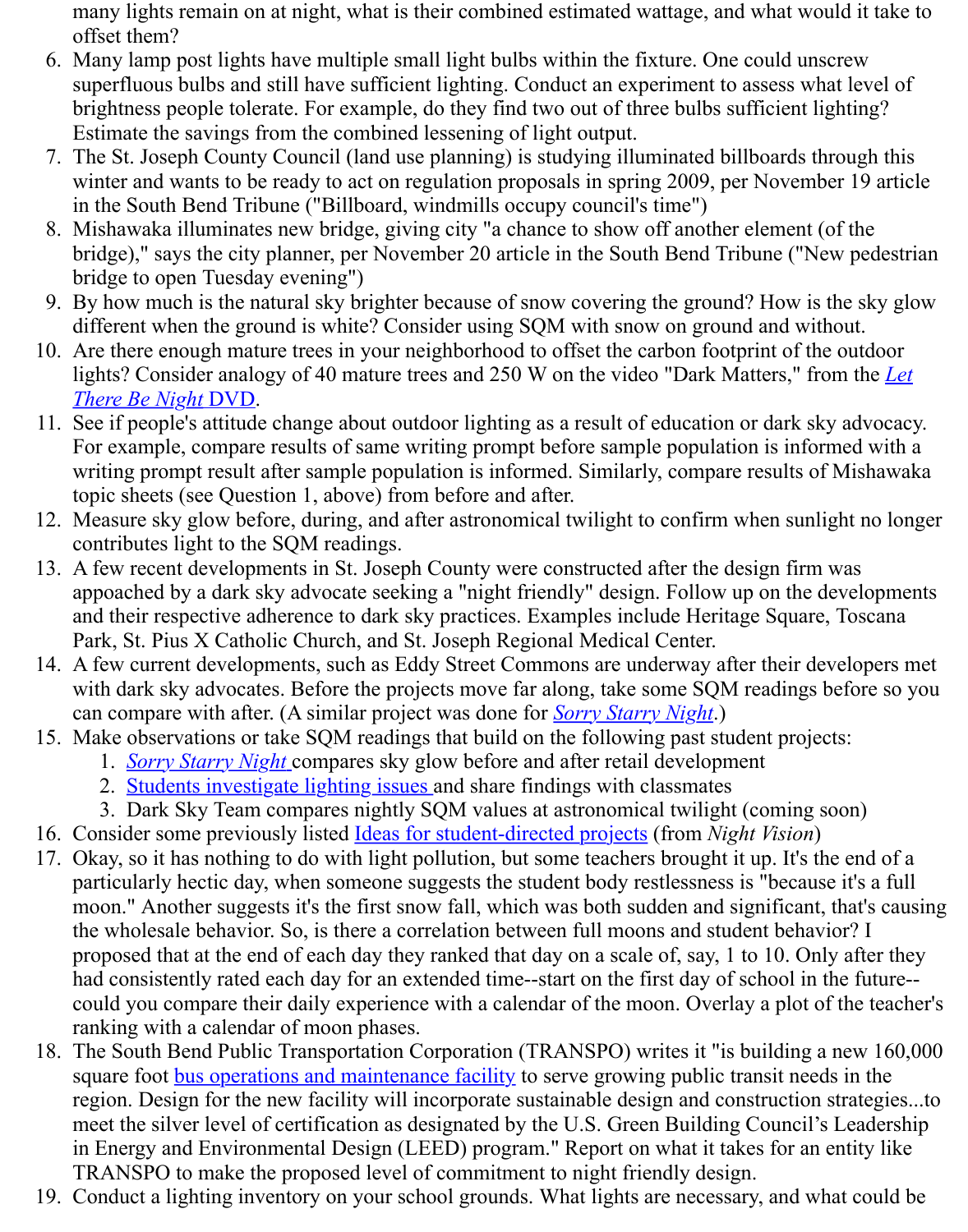many lights remain on at night, what is their combined estimated wattage, and what would it take to offset them?

6. Many lamp post lights have multiple small light bulbs within the fixture. One could unscrew superfluous bulbs and still have sufficient lighting. Conduct an experiment to assess what level of brightness people tolerate. For example, do they find two out of three bulbs sufficient lighting? Estimate the savings from the combined lessening of light output.
7. The St. Joseph County Council (land use planning) is studying illuminated billboards through this winter and wants to be ready to act on regulation proposals in spring 2009, per November 19 article in the South Bend Tribune ("Billboard, windmills occupy council's time")
8. Mishawaka illuminates new bridge, giving city "a chance to show off another element (of the bridge)," says the city planner, per November 20 article in the South Bend Tribune ("New pedestrian bridge to open Tuesday evening")
9. By how much is the natural sky brighter because of snow covering the ground? How is the sky glow different when the ground is white? Consider using SQM with snow on ground and without.
10. Are there enough mature trees in your neighborhood to offset the carbon footprint of the outdoor lights? Consider analogy of 40 mature trees and 250 W on the video "Dark Matters," from the *Let There Be Night* DVD.
11. See if people's attitude change about outdoor lighting as a result of education or dark sky advocacy. For example, compare results of same writing prompt before sample population is informed with a writing prompt result after sample population is informed. Similarly, compare results of Mishawaka topic sheets (see Question 1, above) from before and after.
12. Measure sky glow before, during, and after astronomical twilight to confirm when sunlight no longer contributes light to the SQM readings.
13. A few recent developments in St. Joseph County were constructed after the design firm was appoached by a dark sky advocate seeking a "night friendly" design. Follow up on the developments and their respective adherence to dark sky practices. Examples include Heritage Square, Toscana Park, St. Pius X Catholic Church, and St. Joseph Regional Medical Center.
14. A few current developments, such as Eddy Street Commons are underway after their developers met with dark sky advocates. Before the projects move far along, take some SQM readings before so you can compare with after. (A similar project was done for *Sorry Starry Night*.)
15. Make observations or take SQM readings that build on the following past student projects:
    1. *Sorry Starry Night* compares sky glow before and after retail development
    2. Students investigate lighting issues and share findings with classmates
    3. Dark Sky Team compares nightly SQM values at astronomical twilight (coming soon)
16. Consider some previously listed Ideas for student-directed projects (from *Night Vision*)
17. Okay, so it has nothing to do with light pollution, but some teachers brought it up. It's the end of a particularly hectic day, when someone suggests the student body restlessness is "because it's a full moon." Another suggests it's the first snow fall, which was both sudden and significant, that's causing the wholesale behavior. So, is there a correlation between full moons and student behavior? I proposed that at the end of each day they ranked that day on a scale of, say, 1 to 10. Only after they had consistently rated each day for an extended time--start on the first day of school in the future--could you compare their daily experience with a calendar of the moon. Overlay a plot of the teacher's ranking with a calendar of moon phases.
18. The South Bend Public Transportation Corporation (TRANSPO) writes it "is building a new 160,000 square foot bus operations and maintenance facility to serve growing public transit needs in the region. Design for the new facility will incorporate sustainable design and construction strategies...to meet the silver level of certification as designated by the U.S. Green Building Council's Leadership in Energy and Environmental Design (LEED) program." Report on what it takes for an entity like TRANSPO to make the proposed level of commitment to night friendly design.
19. Conduct a lighting inventory on your school grounds. What lights are necessary, and what could be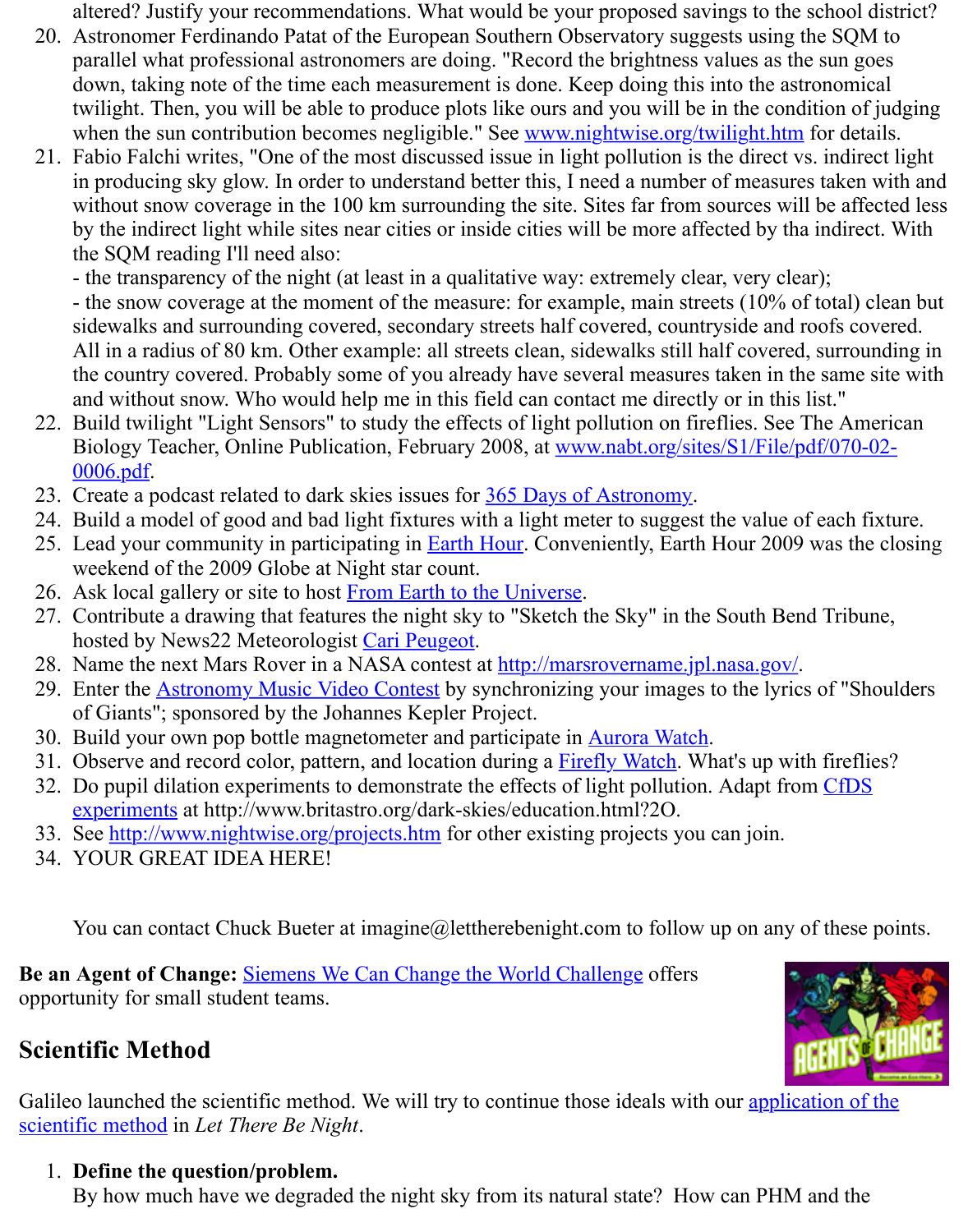altered? Justify your recommendations. What would be your proposed savings to the school district?

20. Astronomer Ferdinando Patat of the European Southern Observatory suggests using the SQM to parallel what professional astronomers are doing. "Record the brightness values as the sun goes down, taking note of the time each measurement is done. Keep doing this into the astronomical twilight. Then, you will be able to produce plots like ours and you will be in the condition of judging when the sun contribution becomes negligible." See [www.nightwise.org/twilight.htm](www.nightwise.org/twilight.htm) for details.
21. Fabio Falchi writes, "One of the most discussed issue in light pollution is the direct vs. indirect light in producing sky glow. In order to understand better this, I need a number of measures taken with and without snow coverage in the 100 km surrounding the site. Sites far from sources will be affected less by the indirect light while sites near cities or inside cities will be more affected by tha indirect. With the SQM reading I'll need also:
    - the transparency of the night (at least in a qualitative way: extremely clear, very clear);
    - the snow coverage at the moment of the measure: for example, main streets (10% of total) clean but sidewalks and surrounding covered, secondary streets half covered, countryside and roofs covered. All in a radius of 80 km. Other example: all streets clean, sidewalks still half covered, surrounding in the country covered. Probably some of you already have several measures taken in the same site with and without snow. Who would help me in this field can contact me directly or in this list."
22. Build twilight "Light Sensors" to study the effects of light pollution on fireflies. See The American Biology Teacher, Online Publication, February 2008, at [www.nabt.org/sites/S1/File/pdf/070-02-0006.pdf](www.nabt.org/sites/S1/File/pdf/070-02-0006.pdf).
23. Create a podcast related to dark skies issues for 365 Days of Astronomy.
24. Build a model of good and bad light fixtures with a light meter to suggest the value of each fixture.
25. Lead your community in participating in Earth Hour. Conveniently, Earth Hour 2009 was the closing weekend of the 2009 Globe at Night star count.
26. Ask local gallery or site to host From Earth to the Universe.
27. Contribute a drawing that features the night sky to "Sketch the Sky" in the South Bend Tribune, hosted by News22 Meteorologist Cari Peugeot.
28. Name the next Mars Rover in a NASA contest at [http://marsrovername.jpl.nasa.gov/](http://marsrovername.jpl.nasa.gov/).
29. Enter the Astronomy Music Video Contest by synchronizing your images to the lyrics of "Shoulders of Giants"; sponsored by the Johannes Kepler Project.
30. Build your own pop bottle magnetometer and participate in Aurora Watch.
31. Observe and record color, pattern, and location during a Firefly Watch. What's up with fireflies?
32. Do pupil dilation experiments to demonstrate the effects of light pollution. Adapt from CfDS experiments at http://www.britastro.org/dark-skies/education.html?2O.
33. See [http://www.nightwise.org/projects.htm](http://www.nightwise.org/projects.htm) for other existing projects you can join.
34. YOUR GREAT IDEA HERE!

You can contact Chuck Bueter at imagine@lettherebenight.com to follow up on any of these points.

**Be an Agent of Change:** Siemens We Can Change the World Challenge offers opportunity for small student teams.

## Scientific Method

Galileo launched the scientific method. We will try to continue those ideals with our application of the scientific method in *Let There Be Night*.

1. **Define the question/problem.**
   By how much have we degraded the night sky from its natural state? How can PHM and the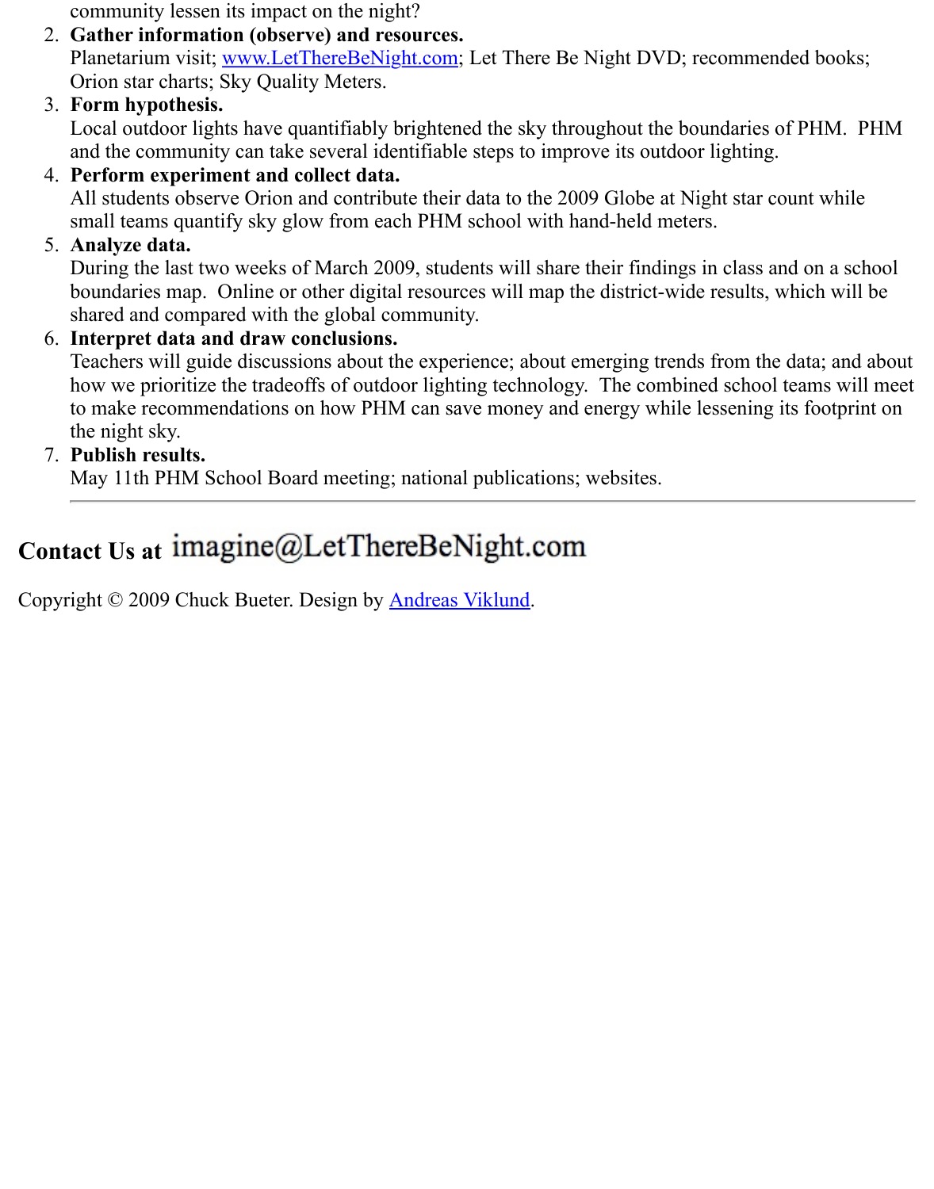community lessen its impact on the night?

2. **Gather information (observe) and resources.**
   Planetarium visit; [www.LetThereBeNight.com](http://www.LetThereBeNight.com); Let There Be Night DVD; recommended books; Orion star charts; Sky Quality Meters.
3. **Form hypothesis.**
   Local outdoor lights have quantifiably brightened the sky throughout the boundaries of PHM. PHM and the community can take several identifiable steps to improve its outdoor lighting.
4. **Perform experiment and collect data.**
   All students observe Orion and contribute their data to the 2009 Globe at Night star count while small teams quantify sky glow from each PHM school with hand-held meters.
5. **Analyze data.**
   During the last two weeks of March 2009, students will share their findings in class and on a school boundaries map. Online or other digital resources will map the district-wide results, which will be shared and compared with the global community.
6. **Interpret data and draw conclusions.**
   Teachers will guide discussions about the experience; about emerging trends from the data; and about how we prioritize the tradeoffs of outdoor lighting technology. The combined school teams will meet to make recommendations on how PHM can save money and energy while lessening its footprint on the night sky.
7. **Publish results.**
   May 11th PHM School Board meeting; national publications; websites.

---

## Contact Us at imagine@LetThereBeNight.com

Copyright © 2009 Chuck Bueter. Design by Andreas Viklund.